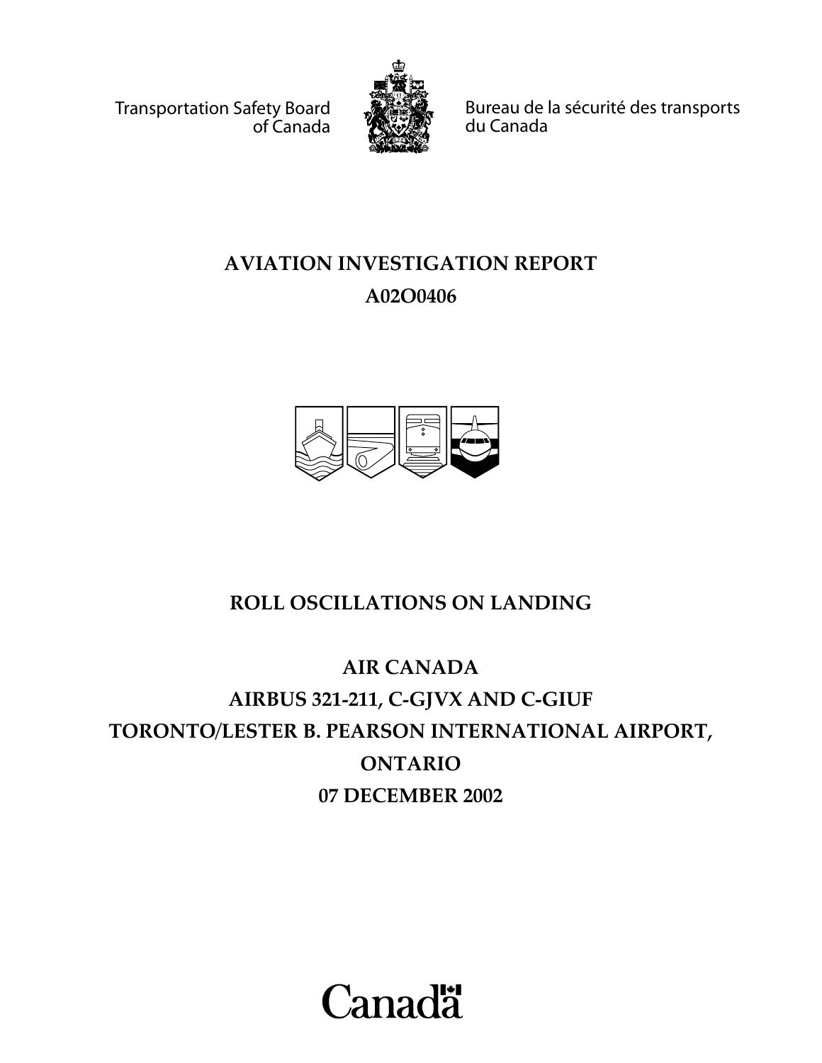Transportation Safety Board of Canada

Bureau de la sécurité des transports du Canada

# AVIATION INVESTIGATION REPORT
# A02O0406

## ROLL OSCILLATIONS ON LANDING

## AIR CANADA
## AIRBUS 321-211, C-GJVX AND C-GIUF
## TORONTO/LESTER B. PEARSON INTERNATIONAL AIRPORT, ONTARIO
## 07 DECEMBER 2002

Canada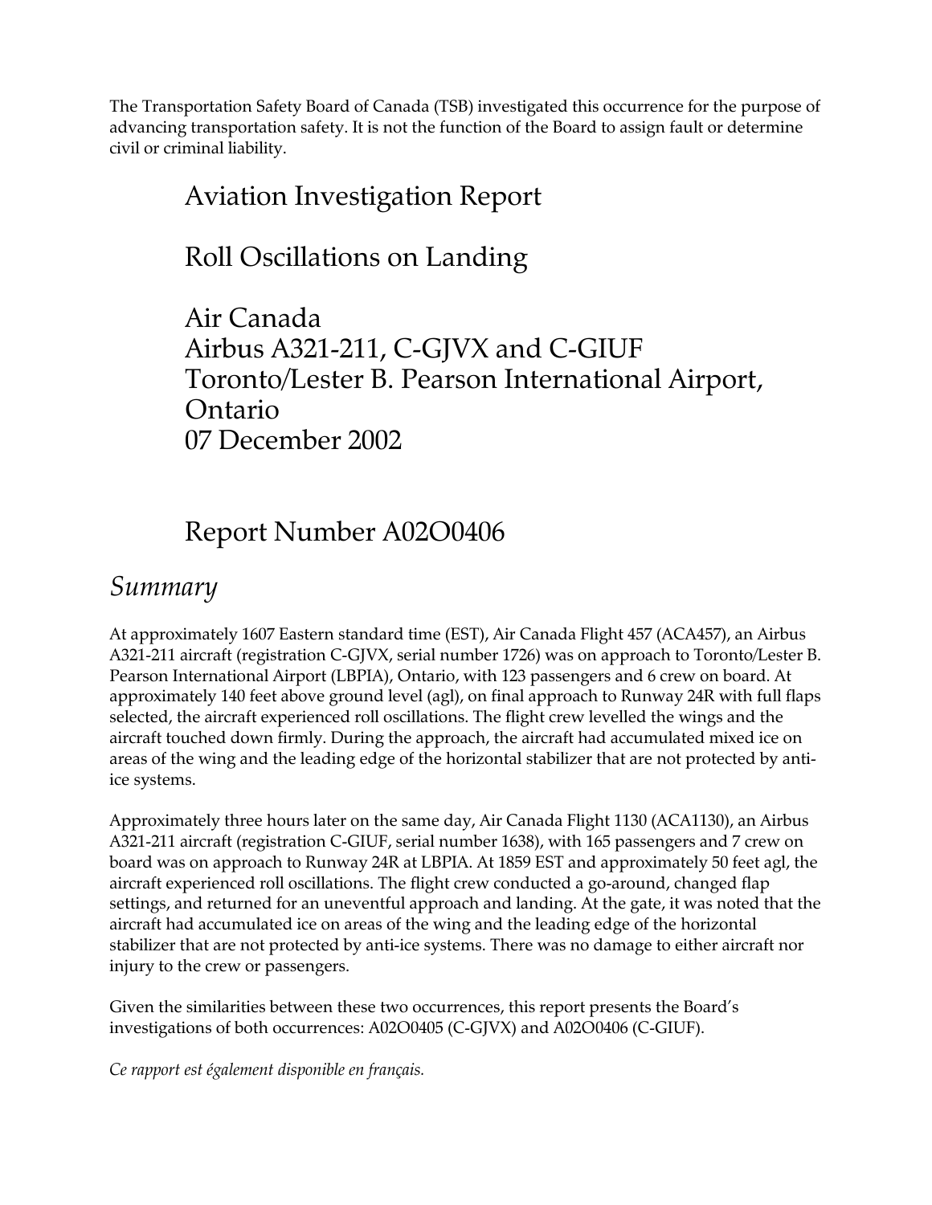The Transportation Safety Board of Canada (TSB) investigated this occurrence for the purpose of advancing transportation safety. It is not the function of the Board to assign fault or determine civil or criminal liability.

# Aviation Investigation Report

# Roll Oscillations on Landing

# Air Canada
# Airbus A321-211, C-GJVX and C-GIUF
# Toronto/Lester B. Pearson International Airport, Ontario
# 07 December 2002

# Report Number A02O0406

## *Summary*

At approximately 1607 Eastern standard time (EST), Air Canada Flight 457 (ACA457), an Airbus A321-211 aircraft (registration C-GJVX, serial number 1726) was on approach to Toronto/Lester B. Pearson International Airport (LBPIA), Ontario, with 123 passengers and 6 crew on board. At approximately 140 feet above ground level (agl), on final approach to Runway 24R with full flaps selected, the aircraft experienced roll oscillations. The flight crew levelled the wings and the aircraft touched down firmly. During the approach, the aircraft had accumulated mixed ice on areas of the wing and the leading edge of the horizontal stabilizer that are not protected by anti-ice systems.

Approximately three hours later on the same day, Air Canada Flight 1130 (ACA1130), an Airbus A321-211 aircraft (registration C-GIUF, serial number 1638), with 165 passengers and 7 crew on board was on approach to Runway 24R at LBPIA. At 1859 EST and approximately 50 feet agl, the aircraft experienced roll oscillations. The flight crew conducted a go-around, changed flap settings, and returned for an uneventful approach and landing. At the gate, it was noted that the aircraft had accumulated ice on areas of the wing and the leading edge of the horizontal stabilizer that are not protected by anti-ice systems. There was no damage to either aircraft nor injury to the crew or passengers.

Given the similarities between these two occurrences, this report presents the Board's investigations of both occurrences: A02O0405 (C-GJVX) and A02O0406 (C-GIUF).

*Ce rapport est également disponible en français.*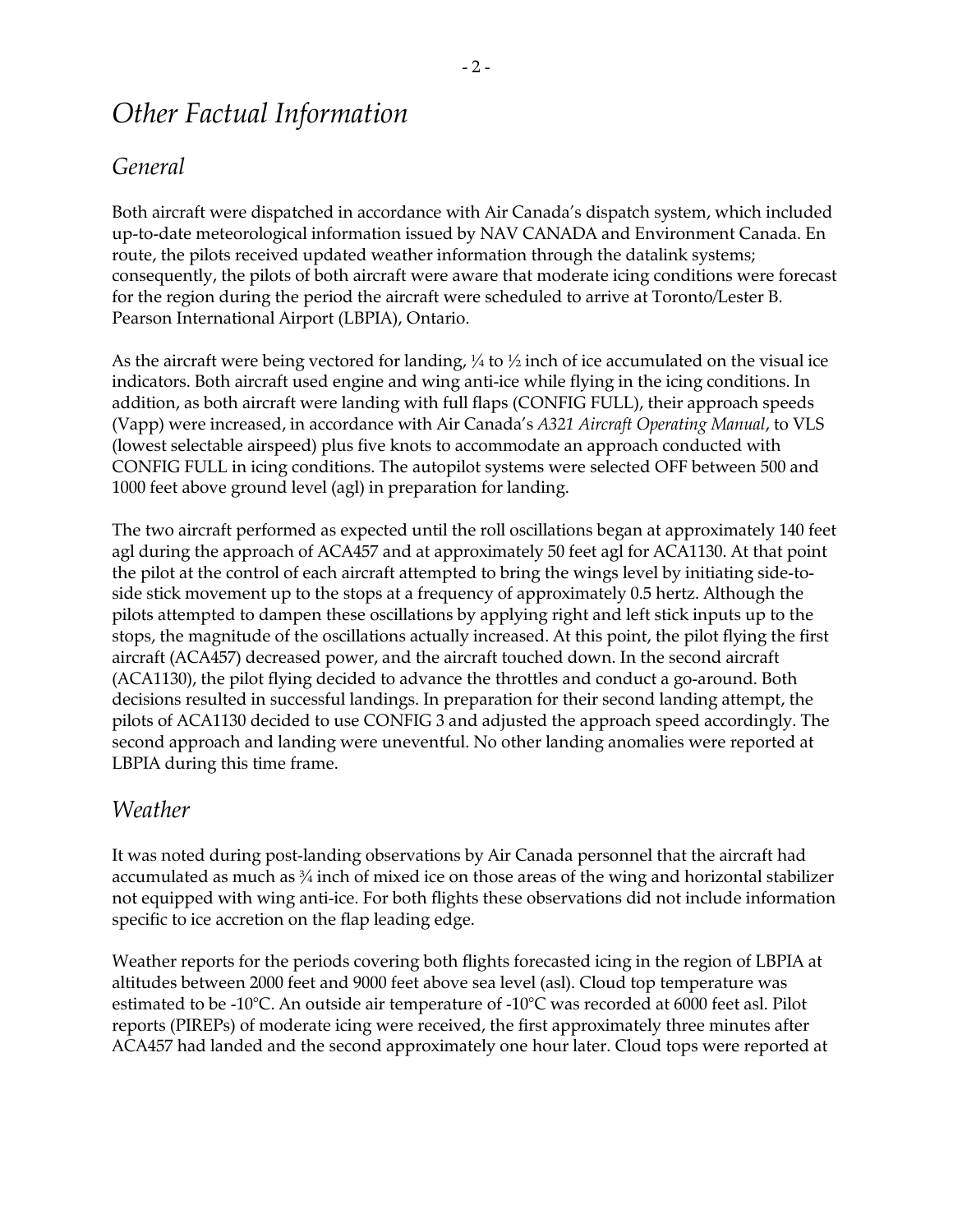# *Other Factual Information*

## *General*

Both aircraft were dispatched in accordance with Air Canada's dispatch system, which included up-to-date meteorological information issued by NAV CANADA and Environment Canada. En route, the pilots received updated weather information through the datalink systems; consequently, the pilots of both aircraft were aware that moderate icing conditions were forecast for the region during the period the aircraft were scheduled to arrive at Toronto/Lester B. Pearson International Airport (LBPIA), Ontario.

As the aircraft were being vectored for landing, ¼ to ½ inch of ice accumulated on the visual ice indicators. Both aircraft used engine and wing anti-ice while flying in the icing conditions. In addition, as both aircraft were landing with full flaps (CONFIG FULL), their approach speeds (Vapp) were increased, in accordance with Air Canada's *A321 Aircraft Operating Manual*, to VLS (lowest selectable airspeed) plus five knots to accommodate an approach conducted with CONFIG FULL in icing conditions. The autopilot systems were selected OFF between 500 and 1000 feet above ground level (agl) in preparation for landing.

The two aircraft performed as expected until the roll oscillations began at approximately 140 feet agl during the approach of ACA457 and at approximately 50 feet agl for ACA1130. At that point the pilot at the control of each aircraft attempted to bring the wings level by initiating side-to-side stick movement up to the stops at a frequency of approximately 0.5 hertz. Although the pilots attempted to dampen these oscillations by applying right and left stick inputs up to the stops, the magnitude of the oscillations actually increased. At this point, the pilot flying the first aircraft (ACA457) decreased power, and the aircraft touched down. In the second aircraft (ACA1130), the pilot flying decided to advance the throttles and conduct a go-around. Both decisions resulted in successful landings. In preparation for their second landing attempt, the pilots of ACA1130 decided to use CONFIG 3 and adjusted the approach speed accordingly. The second approach and landing were uneventful. No other landing anomalies were reported at LBPIA during this time frame.

## *Weather*

It was noted during post-landing observations by Air Canada personnel that the aircraft had accumulated as much as ¾ inch of mixed ice on those areas of the wing and horizontal stabilizer not equipped with wing anti-ice. For both flights these observations did not include information specific to ice accretion on the flap leading edge.

Weather reports for the periods covering both flights forecasted icing in the region of LBPIA at altitudes between 2000 feet and 9000 feet above sea level (asl). Cloud top temperature was estimated to be -10°C. An outside air temperature of -10°C was recorded at 6000 feet asl. Pilot reports (PIREPs) of moderate icing were received, the first approximately three minutes after ACA457 had landed and the second approximately one hour later. Cloud tops were reported at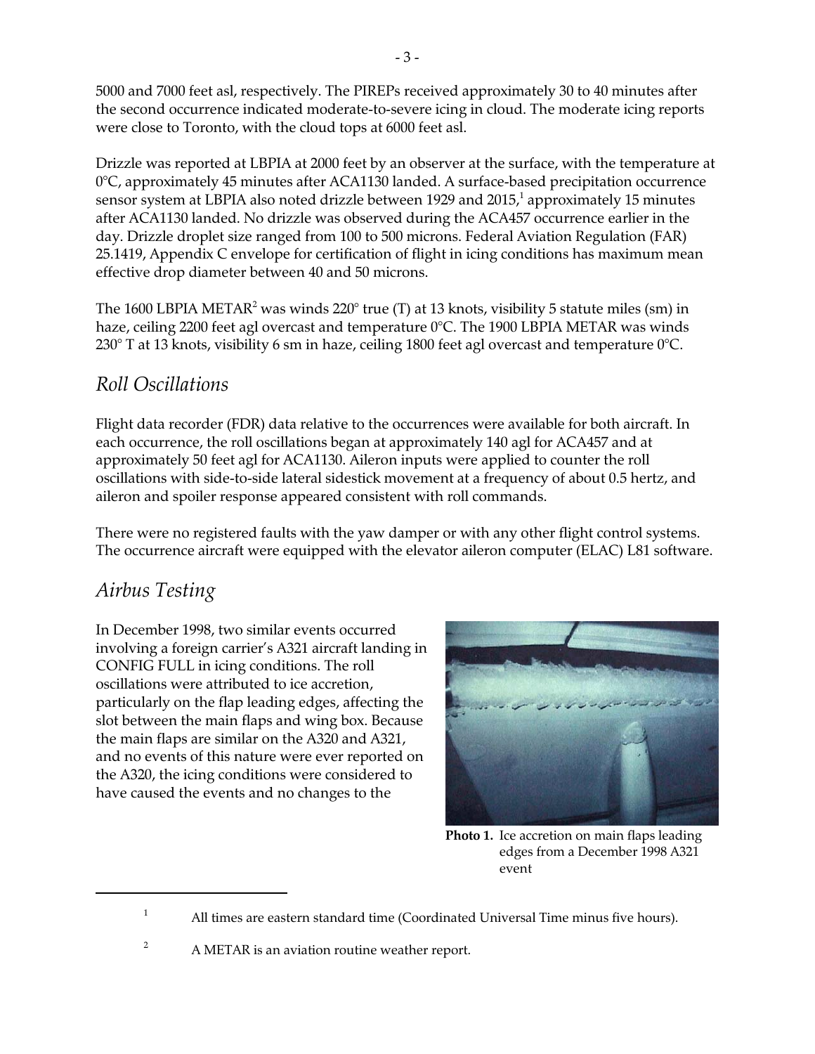5000 and 7000 feet asl, respectively. The PIREPs received approximately 30 to 40 minutes after the second occurrence indicated moderate-to-severe icing in cloud. The moderate icing reports were close to Toronto, with the cloud tops at 6000 feet asl.

Drizzle was reported at LBPIA at 2000 feet by an observer at the surface, with the temperature at 0°C, approximately 45 minutes after ACA1130 landed. A surface-based precipitation occurrence sensor system at LBPIA also noted drizzle between 1929 and 2015,[1] approximately 15 minutes after ACA1130 landed. No drizzle was observed during the ACA457 occurrence earlier in the day. Drizzle droplet size ranged from 100 to 500 microns. Federal Aviation Regulation (FAR) 25.1419, Appendix C envelope for certification of flight in icing conditions has maximum mean effective drop diameter between 40 and 50 microns.

The 1600 LBPIA METAR[2] was winds 220° true (T) at 13 knots, visibility 5 statute miles (sm) in haze, ceiling 2200 feet agl overcast and temperature 0°C. The 1900 LBPIA METAR was winds 230° T at 13 knots, visibility 6 sm in haze, ceiling 1800 feet agl overcast and temperature 0°C.

## *Roll Oscillations*

Flight data recorder (FDR) data relative to the occurrences were available for both aircraft. In each occurrence, the roll oscillations began at approximately 140 agl for ACA457 and at approximately 50 feet agl for ACA1130. Aileron inputs were applied to counter the roll oscillations with side-to-side lateral sidestick movement at a frequency of about 0.5 hertz, and aileron and spoiler response appeared consistent with roll commands.

There were no registered faults with the yaw damper or with any other flight control systems. The occurrence aircraft were equipped with the elevator aileron computer (ELAC) L81 software.

## *Airbus Testing*

In December 1998, two similar events occurred involving a foreign carrier's A321 aircraft landing in CONFIG FULL in icing conditions. The roll oscillations were attributed to ice accretion, particularly on the flap leading edges, affecting the slot between the main flaps and wing box. Because the main flaps are similar on the A320 and A321, and no events of this nature were ever reported on the A320, the icing conditions were considered to have caused the events and no changes to the

**Photo 1.** Ice accretion on main flaps leading edges from a December 1998 A321 event

[1] All times are eastern standard time (Coordinated Universal Time minus five hours).

[2] A METAR is an aviation routine weather report.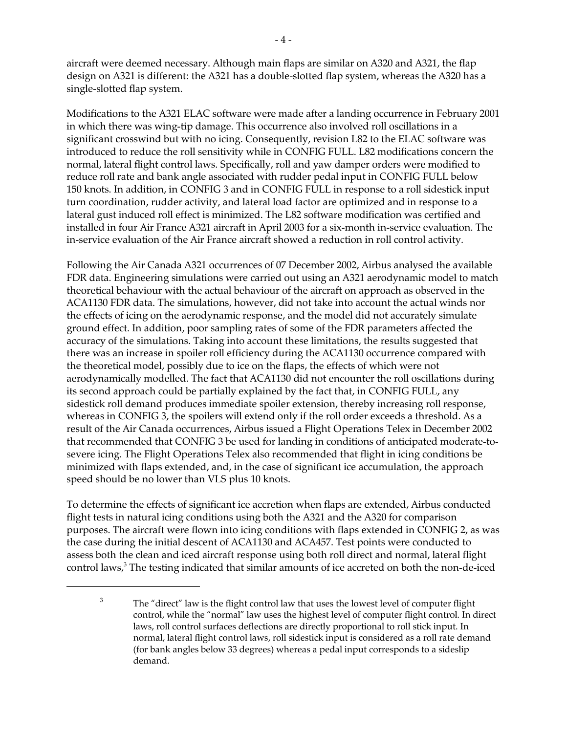aircraft were deemed necessary. Although main flaps are similar on A320 and A321, the flap design on A321 is different: the A321 has a double-slotted flap system, whereas the A320 has a single-slotted flap system.

Modifications to the A321 ELAC software were made after a landing occurrence in February 2001 in which there was wing-tip damage. This occurrence also involved roll oscillations in a significant crosswind but with no icing. Consequently, revision L82 to the ELAC software was introduced to reduce the roll sensitivity while in CONFIG FULL. L82 modifications concern the normal, lateral flight control laws. Specifically, roll and yaw damper orders were modified to reduce roll rate and bank angle associated with rudder pedal input in CONFIG FULL below 150 knots. In addition, in CONFIG 3 and in CONFIG FULL in response to a roll sidestick input turn coordination, rudder activity, and lateral load factor are optimized and in response to a lateral gust induced roll effect is minimized. The L82 software modification was certified and installed in four Air France A321 aircraft in April 2003 for a six-month in-service evaluation. The in-service evaluation of the Air France aircraft showed a reduction in roll control activity.

Following the Air Canada A321 occurrences of 07 December 2002, Airbus analysed the available FDR data. Engineering simulations were carried out using an A321 aerodynamic model to match theoretical behaviour with the actual behaviour of the aircraft on approach as observed in the ACA1130 FDR data. The simulations, however, did not take into account the actual winds nor the effects of icing on the aerodynamic response, and the model did not accurately simulate ground effect. In addition, poor sampling rates of some of the FDR parameters affected the accuracy of the simulations. Taking into account these limitations, the results suggested that there was an increase in spoiler roll efficiency during the ACA1130 occurrence compared with the theoretical model, possibly due to ice on the flaps, the effects of which were not aerodynamically modelled. The fact that ACA1130 did not encounter the roll oscillations during its second approach could be partially explained by the fact that, in CONFIG FULL, any sidestick roll demand produces immediate spoiler extension, thereby increasing roll response, whereas in CONFIG 3, the spoilers will extend only if the roll order exceeds a threshold. As a result of the Air Canada occurrences, Airbus issued a Flight Operations Telex in December 2002 that recommended that CONFIG 3 be used for landing in conditions of anticipated moderate-to-severe icing. The Flight Operations Telex also recommended that flight in icing conditions be minimized with flaps extended, and, in the case of significant ice accumulation, the approach speed should be no lower than VLS plus 10 knots.

To determine the effects of significant ice accretion when flaps are extended, Airbus conducted flight tests in natural icing conditions using both the A321 and the A320 for comparison purposes. The aircraft were flown into icing conditions with flaps extended in CONFIG 2, as was the case during the initial descent of ACA1130 and ACA457. Test points were conducted to assess both the clean and iced aircraft response using both roll direct and normal, lateral flight control laws,[3] The testing indicated that similar amounts of ice accreted on both the non-de-iced

[3] The "direct" law is the flight control law that uses the lowest level of computer flight control, while the "normal" law uses the highest level of computer flight control. In direct laws, roll control surfaces deflections are directly proportional to roll stick input. In normal, lateral flight control laws, roll sidestick input is considered as a roll rate demand (for bank angles below 33 degrees) whereas a pedal input corresponds to a sideslip demand.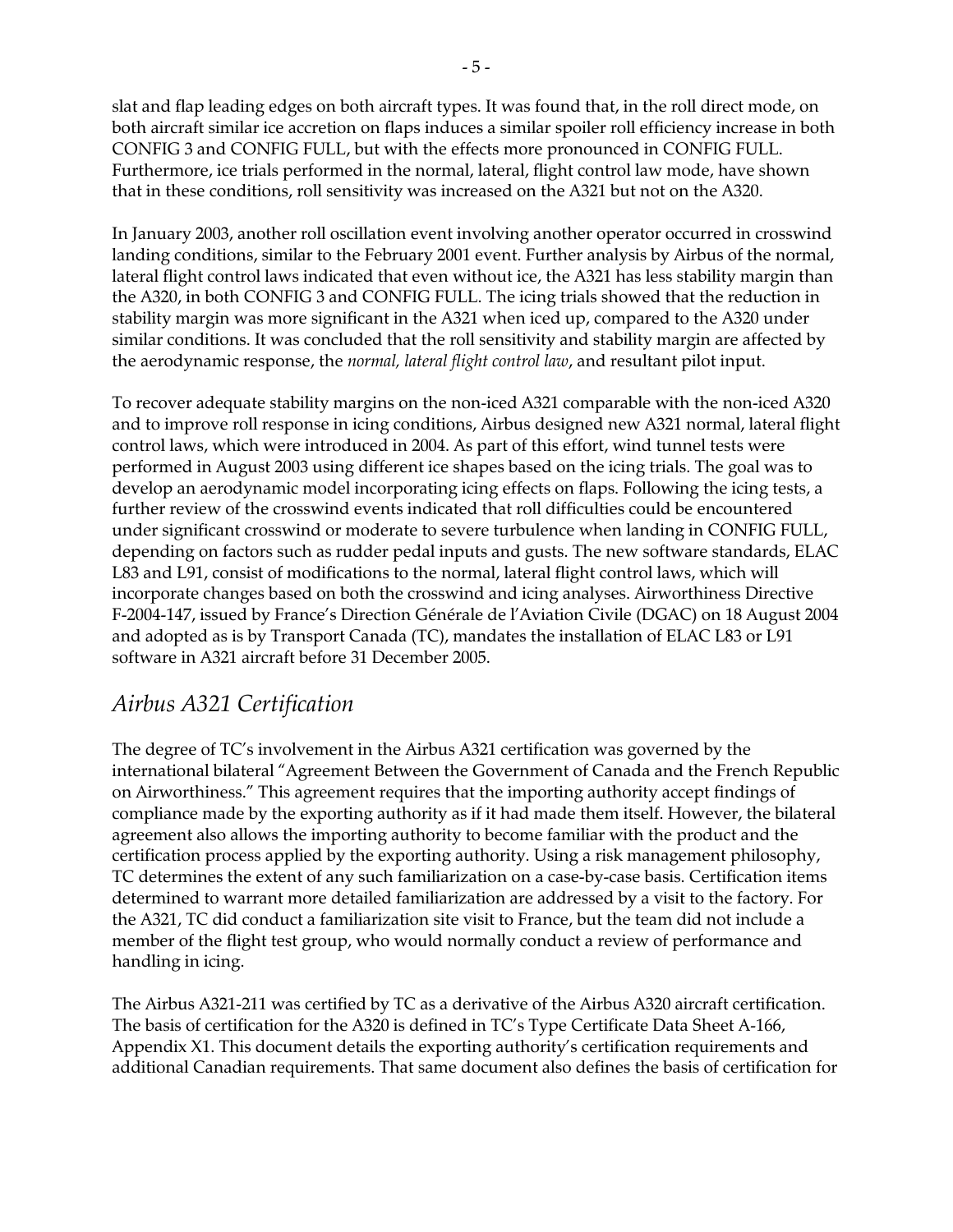slat and flap leading edges on both aircraft types. It was found that, in the roll direct mode, on both aircraft similar ice accretion on flaps induces a similar spoiler roll efficiency increase in both CONFIG 3 and CONFIG FULL, but with the effects more pronounced in CONFIG FULL. Furthermore, ice trials performed in the normal, lateral, flight control law mode, have shown that in these conditions, roll sensitivity was increased on the A321 but not on the A320.

In January 2003, another roll oscillation event involving another operator occurred in crosswind landing conditions, similar to the February 2001 event. Further analysis by Airbus of the normal, lateral flight control laws indicated that even without ice, the A321 has less stability margin than the A320, in both CONFIG 3 and CONFIG FULL. The icing trials showed that the reduction in stability margin was more significant in the A321 when iced up, compared to the A320 under similar conditions. It was concluded that the roll sensitivity and stability margin are affected by the aerodynamic response, the *normal, lateral flight control law*, and resultant pilot input.

To recover adequate stability margins on the non-iced A321 comparable with the non-iced A320 and to improve roll response in icing conditions, Airbus designed new A321 normal, lateral flight control laws, which were introduced in 2004. As part of this effort, wind tunnel tests were performed in August 2003 using different ice shapes based on the icing trials. The goal was to develop an aerodynamic model incorporating icing effects on flaps. Following the icing tests, a further review of the crosswind events indicated that roll difficulties could be encountered under significant crosswind or moderate to severe turbulence when landing in CONFIG FULL, depending on factors such as rudder pedal inputs and gusts. The new software standards, ELAC L83 and L91, consist of modifications to the normal, lateral flight control laws, which will incorporate changes based on both the crosswind and icing analyses. Airworthiness Directive F-2004-147, issued by France's Direction Générale de l'Aviation Civile (DGAC) on 18 August 2004 and adopted as is by Transport Canada (TC), mandates the installation of ELAC L83 or L91 software in A321 aircraft before 31 December 2005.

## *Airbus A321 Certification*

The degree of TC's involvement in the Airbus A321 certification was governed by the international bilateral "Agreement Between the Government of Canada and the French Republic on Airworthiness." This agreement requires that the importing authority accept findings of compliance made by the exporting authority as if it had made them itself. However, the bilateral agreement also allows the importing authority to become familiar with the product and the certification process applied by the exporting authority. Using a risk management philosophy, TC determines the extent of any such familiarization on a case-by-case basis. Certification items determined to warrant more detailed familiarization are addressed by a visit to the factory. For the A321, TC did conduct a familiarization site visit to France, but the team did not include a member of the flight test group, who would normally conduct a review of performance and handling in icing.

The Airbus A321-211 was certified by TC as a derivative of the Airbus A320 aircraft certification. The basis of certification for the A320 is defined in TC's Type Certificate Data Sheet A-166, Appendix X1. This document details the exporting authority's certification requirements and additional Canadian requirements. That same document also defines the basis of certification for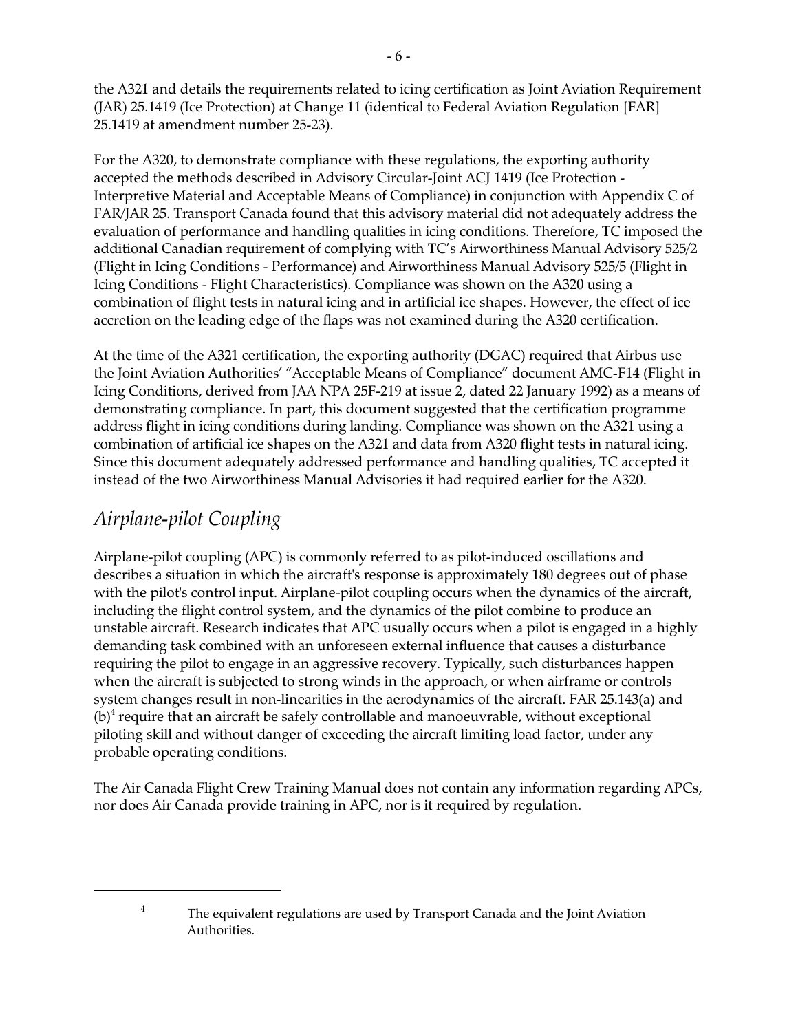the A321 and details the requirements related to icing certification as Joint Aviation Requirement (JAR) 25.1419 (Ice Protection) at Change 11 (identical to Federal Aviation Regulation [FAR] 25.1419 at amendment number 25-23).

For the A320, to demonstrate compliance with these regulations, the exporting authority accepted the methods described in Advisory Circular-Joint ACJ 1419 (Ice Protection - Interpretive Material and Acceptable Means of Compliance) in conjunction with Appendix C of FAR/JAR 25. Transport Canada found that this advisory material did not adequately address the evaluation of performance and handling qualities in icing conditions. Therefore, TC imposed the additional Canadian requirement of complying with TC's Airworthiness Manual Advisory 525/2 (Flight in Icing Conditions - Performance) and Airworthiness Manual Advisory 525/5 (Flight in Icing Conditions - Flight Characteristics). Compliance was shown on the A320 using a combination of flight tests in natural icing and in artificial ice shapes. However, the effect of ice accretion on the leading edge of the flaps was not examined during the A320 certification.

At the time of the A321 certification, the exporting authority (DGAC) required that Airbus use the Joint Aviation Authorities' "Acceptable Means of Compliance" document AMC-F14 (Flight in Icing Conditions, derived from JAA NPA 25F-219 at issue 2, dated 22 January 1992) as a means of demonstrating compliance. In part, this document suggested that the certification programme address flight in icing conditions during landing. Compliance was shown on the A321 using a combination of artificial ice shapes on the A321 and data from A320 flight tests in natural icing. Since this document adequately addressed performance and handling qualities, TC accepted it instead of the two Airworthiness Manual Advisories it had required earlier for the A320.

## *Airplane-pilot Coupling*

Airplane-pilot coupling (APC) is commonly referred to as pilot-induced oscillations and describes a situation in which the aircraft's response is approximately 180 degrees out of phase with the pilot's control input. Airplane-pilot coupling occurs when the dynamics of the aircraft, including the flight control system, and the dynamics of the pilot combine to produce an unstable aircraft. Research indicates that APC usually occurs when a pilot is engaged in a highly demanding task combined with an unforeseen external influence that causes a disturbance requiring the pilot to engage in an aggressive recovery. Typically, such disturbances happen when the aircraft is subjected to strong winds in the approach, or when airframe or controls system changes result in non-linearities in the aerodynamics of the aircraft. FAR 25.143(a) and (b)[4] require that an aircraft be safely controllable and manoeuvrable, without exceptional piloting skill and without danger of exceeding the aircraft limiting load factor, under any probable operating conditions.

The Air Canada Flight Crew Training Manual does not contain any information regarding APCs, nor does Air Canada provide training in APC, nor is it required by regulation.

---

[4] The equivalent regulations are used by Transport Canada and the Joint Aviation Authorities.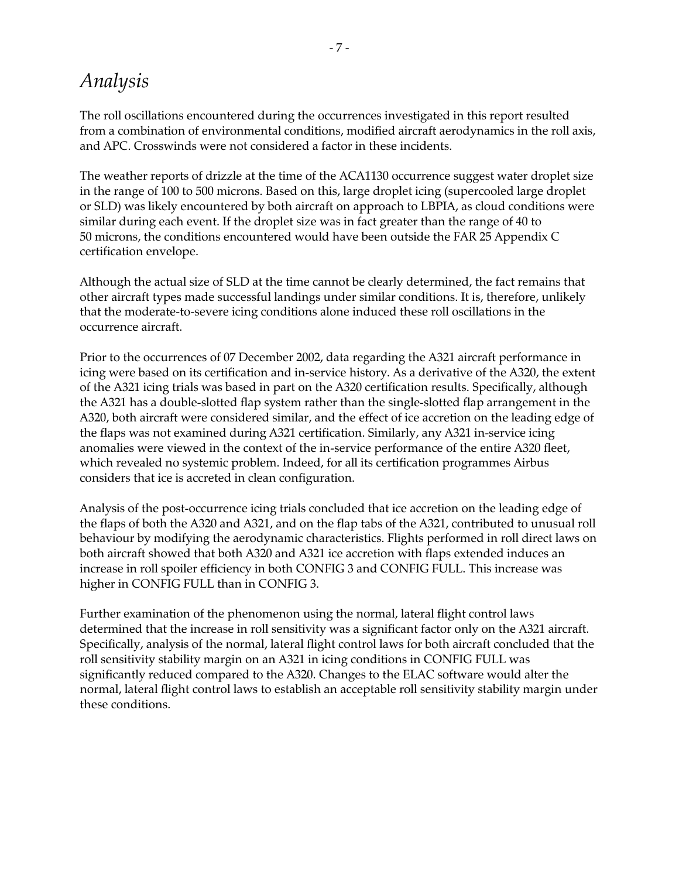# *Analysis*

The roll oscillations encountered during the occurrences investigated in this report resulted from a combination of environmental conditions, modified aircraft aerodynamics in the roll axis, and APC. Crosswinds were not considered a factor in these incidents.

The weather reports of drizzle at the time of the ACA1130 occurrence suggest water droplet size in the range of 100 to 500 microns. Based on this, large droplet icing (supercooled large droplet or SLD) was likely encountered by both aircraft on approach to LBPIA, as cloud conditions were similar during each event. If the droplet size was in fact greater than the range of 40 to 50 microns, the conditions encountered would have been outside the FAR 25 Appendix C certification envelope.

Although the actual size of SLD at the time cannot be clearly determined, the fact remains that other aircraft types made successful landings under similar conditions. It is, therefore, unlikely that the moderate-to-severe icing conditions alone induced these roll oscillations in the occurrence aircraft.

Prior to the occurrences of 07 December 2002, data regarding the A321 aircraft performance in icing were based on its certification and in-service history. As a derivative of the A320, the extent of the A321 icing trials was based in part on the A320 certification results. Specifically, although the A321 has a double-slotted flap system rather than the single-slotted flap arrangement in the A320, both aircraft were considered similar, and the effect of ice accretion on the leading edge of the flaps was not examined during A321 certification. Similarly, any A321 in-service icing anomalies were viewed in the context of the in-service performance of the entire A320 fleet, which revealed no systemic problem. Indeed, for all its certification programmes Airbus considers that ice is accreted in clean configuration.

Analysis of the post-occurrence icing trials concluded that ice accretion on the leading edge of the flaps of both the A320 and A321, and on the flap tabs of the A321, contributed to unusual roll behaviour by modifying the aerodynamic characteristics. Flights performed in roll direct laws on both aircraft showed that both A320 and A321 ice accretion with flaps extended induces an increase in roll spoiler efficiency in both CONFIG 3 and CONFIG FULL. This increase was higher in CONFIG FULL than in CONFIG 3.

Further examination of the phenomenon using the normal, lateral flight control laws determined that the increase in roll sensitivity was a significant factor only on the A321 aircraft. Specifically, analysis of the normal, lateral flight control laws for both aircraft concluded that the roll sensitivity stability margin on an A321 in icing conditions in CONFIG FULL was significantly reduced compared to the A320. Changes to the ELAC software would alter the normal, lateral flight control laws to establish an acceptable roll sensitivity stability margin under these conditions.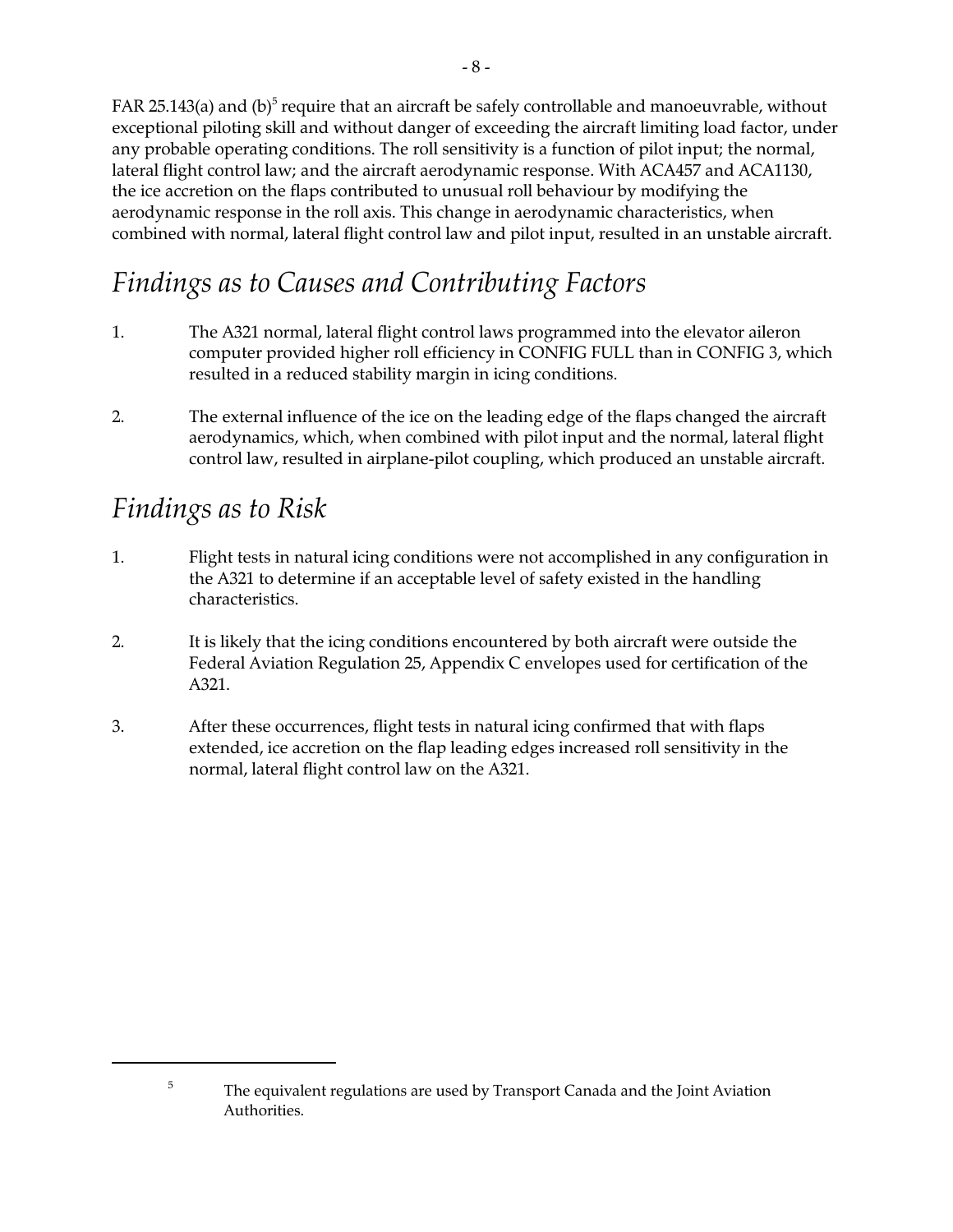FAR 25.143(a) and (b)[5] require that an aircraft be safely controllable and manoeuvrable, without exceptional piloting skill and without danger of exceeding the aircraft limiting load factor, under any probable operating conditions. The roll sensitivity is a function of pilot input; the normal, lateral flight control law; and the aircraft aerodynamic response. With ACA457 and ACA1130, the ice accretion on the flaps contributed to unusual roll behaviour by modifying the aerodynamic response in the roll axis. This change in aerodynamic characteristics, when combined with normal, lateral flight control law and pilot input, resulted in an unstable aircraft.

## *Findings as to Causes and Contributing Factors*

1. The A321 normal, lateral flight control laws programmed into the elevator aileron computer provided higher roll efficiency in CONFIG FULL than in CONFIG 3, which resulted in a reduced stability margin in icing conditions.

2. The external influence of the ice on the leading edge of the flaps changed the aircraft aerodynamics, which, when combined with pilot input and the normal, lateral flight control law, resulted in airplane-pilot coupling, which produced an unstable aircraft.

## *Findings as to Risk*

1. Flight tests in natural icing conditions were not accomplished in any configuration in the A321 to determine if an acceptable level of safety existed in the handling characteristics.

2. It is likely that the icing conditions encountered by both aircraft were outside the Federal Aviation Regulation 25, Appendix C envelopes used for certification of the A321.

3. After these occurrences, flight tests in natural icing confirmed that with flaps extended, ice accretion on the flap leading edges increased roll sensitivity in the normal, lateral flight control law on the A321.

---

[5] The equivalent regulations are used by Transport Canada and the Joint Aviation Authorities.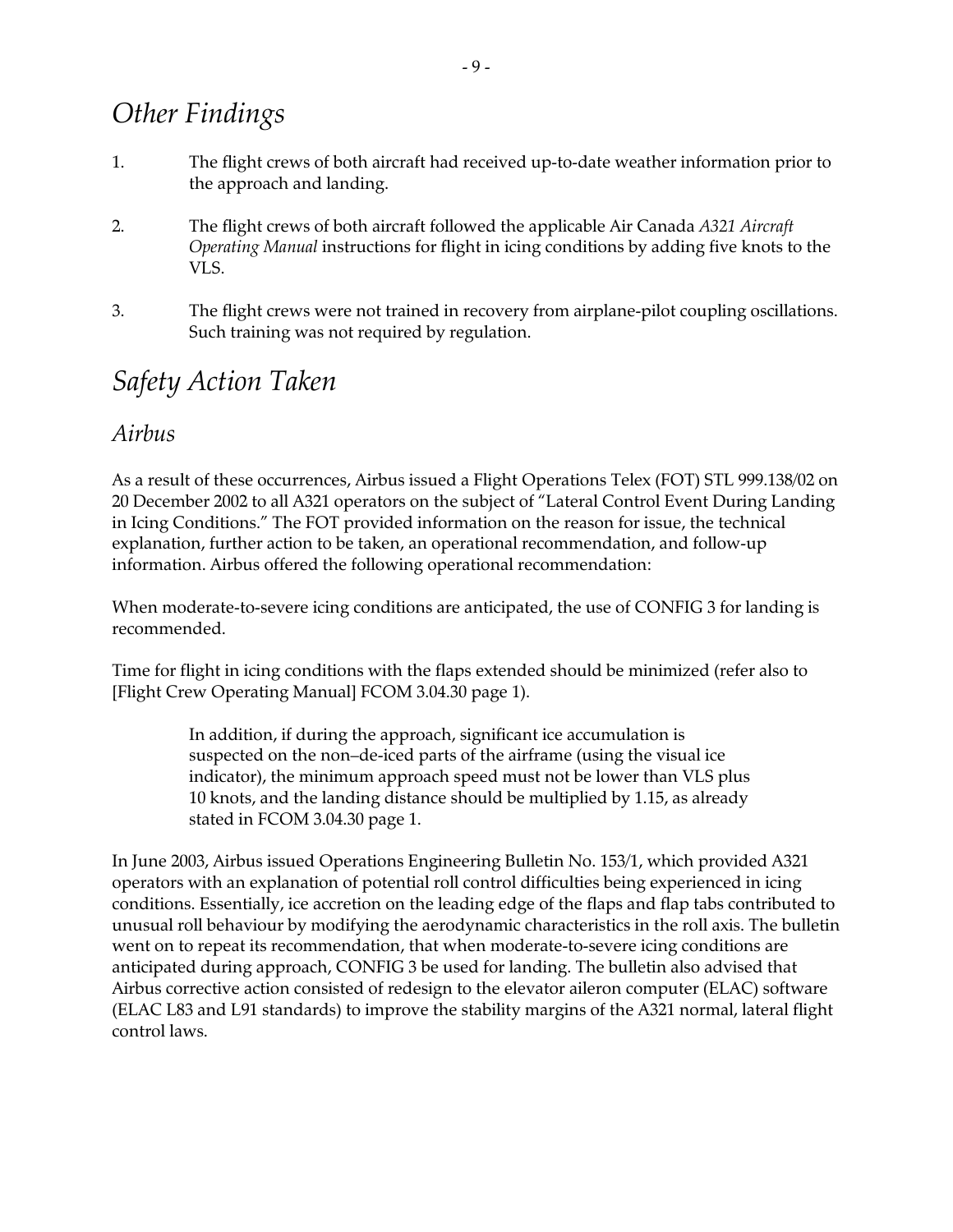## *Other Findings*

1. The flight crews of both aircraft had received up-to-date weather information prior to the approach and landing.

2. The flight crews of both aircraft followed the applicable Air Canada *A321 Aircraft Operating Manual* instructions for flight in icing conditions by adding five knots to the VLS.

3. The flight crews were not trained in recovery from airplane-pilot coupling oscillations. Such training was not required by regulation.

## *Safety Action Taken*

### *Airbus*

As a result of these occurrences, Airbus issued a Flight Operations Telex (FOT) STL 999.138/02 on 20 December 2002 to all A321 operators on the subject of "Lateral Control Event During Landing in Icing Conditions." The FOT provided information on the reason for issue, the technical explanation, further action to be taken, an operational recommendation, and follow-up information. Airbus offered the following operational recommendation:

When moderate-to-severe icing conditions are anticipated, the use of CONFIG 3 for landing is recommended.

Time for flight in icing conditions with the flaps extended should be minimized (refer also to [Flight Crew Operating Manual] FCOM 3.04.30 page 1).

> In addition, if during the approach, significant ice accumulation is suspected on the non–de-iced parts of the airframe (using the visual ice indicator), the minimum approach speed must not be lower than VLS plus 10 knots, and the landing distance should be multiplied by 1.15, as already stated in FCOM 3.04.30 page 1.

In June 2003, Airbus issued Operations Engineering Bulletin No. 153/1, which provided A321 operators with an explanation of potential roll control difficulties being experienced in icing conditions. Essentially, ice accretion on the leading edge of the flaps and flap tabs contributed to unusual roll behaviour by modifying the aerodynamic characteristics in the roll axis. The bulletin went on to repeat its recommendation, that when moderate-to-severe icing conditions are anticipated during approach, CONFIG 3 be used for landing. The bulletin also advised that Airbus corrective action consisted of redesign to the elevator aileron computer (ELAC) software (ELAC L83 and L91 standards) to improve the stability margins of the A321 normal, lateral flight control laws.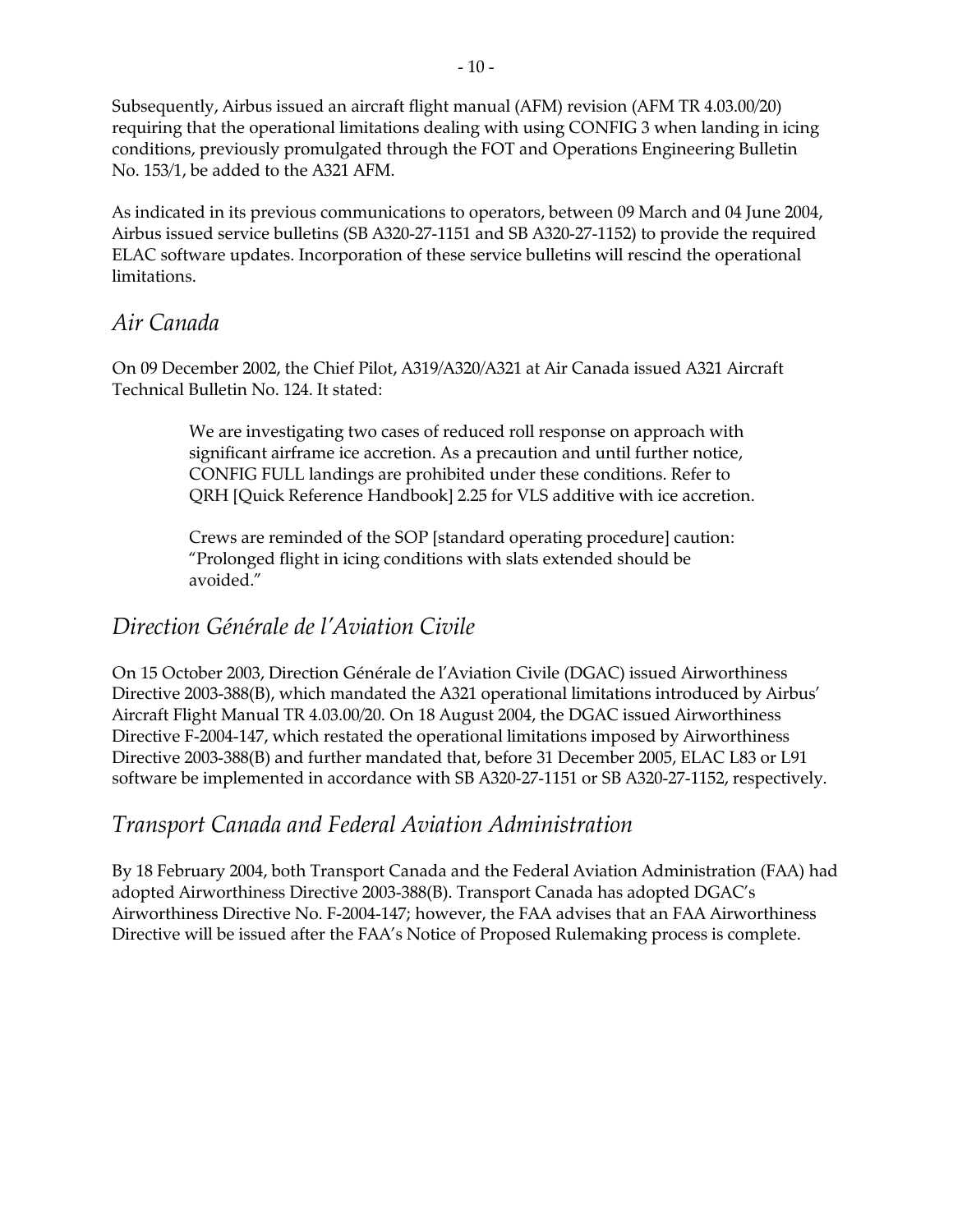Subsequently, Airbus issued an aircraft flight manual (AFM) revision (AFM TR 4.03.00/20) requiring that the operational limitations dealing with using CONFIG 3 when landing in icing conditions, previously promulgated through the FOT and Operations Engineering Bulletin No. 153/1, be added to the A321 AFM.

As indicated in its previous communications to operators, between 09 March and 04 June 2004, Airbus issued service bulletins (SB A320-27-1151 and SB A320-27-1152) to provide the required ELAC software updates. Incorporation of these service bulletins will rescind the operational limitations.

## *Air Canada*

On 09 December 2002, the Chief Pilot, A319/A320/A321 at Air Canada issued A321 Aircraft Technical Bulletin No. 124. It stated:

> We are investigating two cases of reduced roll response on approach with significant airframe ice accretion. As a precaution and until further notice, CONFIG FULL landings are prohibited under these conditions. Refer to QRH [Quick Reference Handbook] 2.25 for VLS additive with ice accretion.
>
> Crews are reminded of the SOP [standard operating procedure] caution: "Prolonged flight in icing conditions with slats extended should be avoided."

## *Direction Générale de l'Aviation Civile*

On 15 October 2003, Direction Générale de l'Aviation Civile (DGAC) issued Airworthiness Directive 2003-388(B), which mandated the A321 operational limitations introduced by Airbus' Aircraft Flight Manual TR 4.03.00/20. On 18 August 2004, the DGAC issued Airworthiness Directive F-2004-147, which restated the operational limitations imposed by Airworthiness Directive 2003-388(B) and further mandated that, before 31 December 2005, ELAC L83 or L91 software be implemented in accordance with SB A320-27-1151 or SB A320-27-1152, respectively.

## *Transport Canada and Federal Aviation Administration*

By 18 February 2004, both Transport Canada and the Federal Aviation Administration (FAA) had adopted Airworthiness Directive 2003-388(B). Transport Canada has adopted DGAC's Airworthiness Directive No. F-2004-147; however, the FAA advises that an FAA Airworthiness Directive will be issued after the FAA's Notice of Proposed Rulemaking process is complete.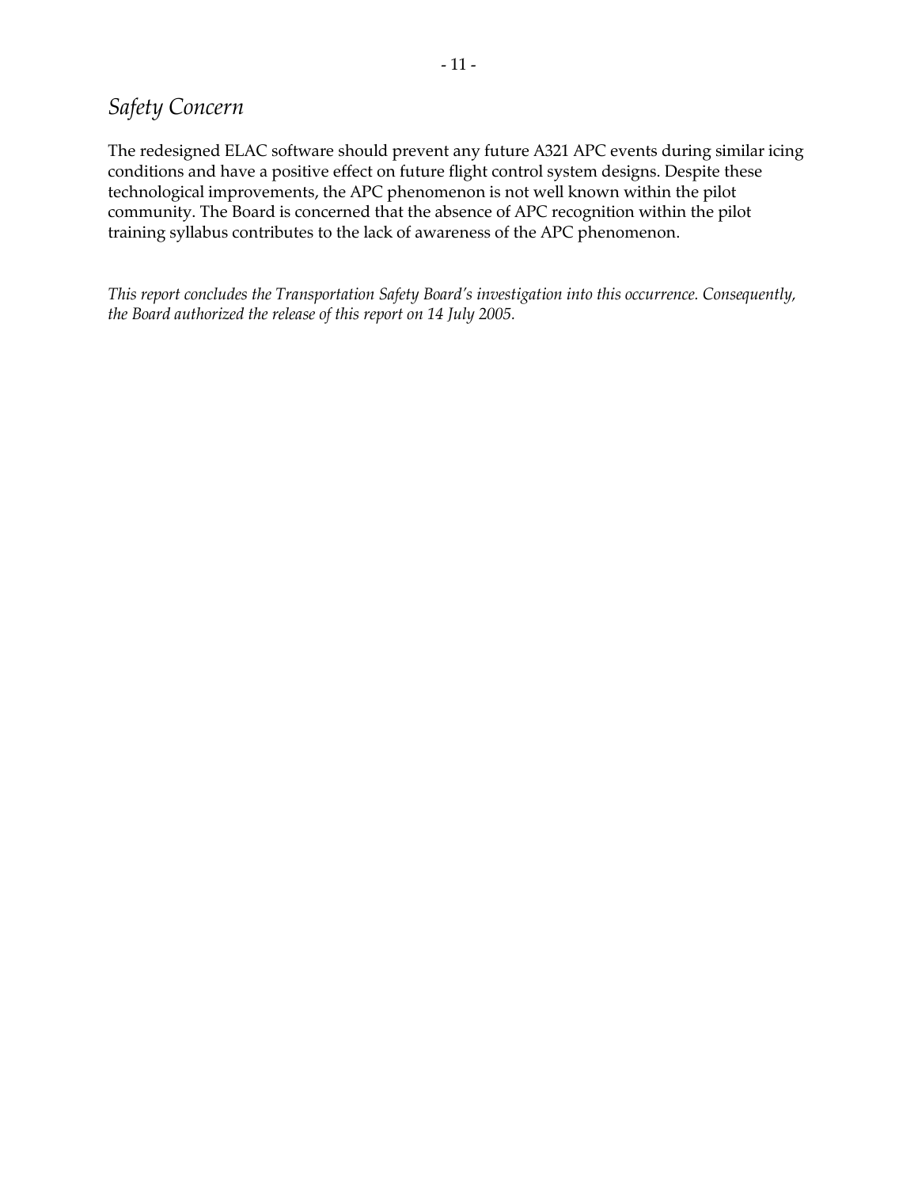## *Safety Concern*

The redesigned ELAC software should prevent any future A321 APC events during similar icing conditions and have a positive effect on future flight control system designs. Despite these technological improvements, the APC phenomenon is not well known within the pilot community. The Board is concerned that the absence of APC recognition within the pilot training syllabus contributes to the lack of awareness of the APC phenomenon.

*This report concludes the Transportation Safety Board's investigation into this occurrence. Consequently, the Board authorized the release of this report on 14 July 2005.*